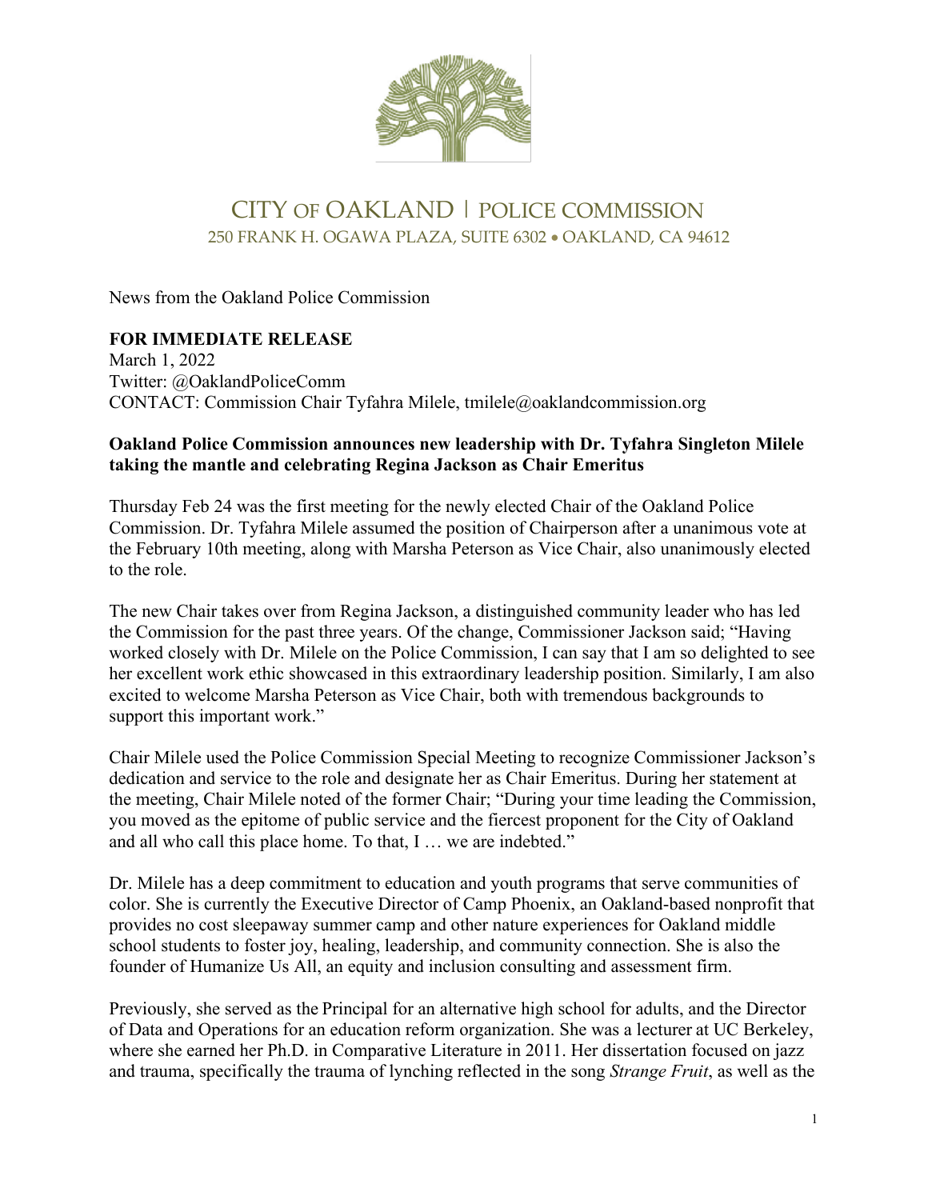# CITY OF OAKLAND | POLICE COMMISSION

250 FRANK H. OGAWA PLAZA, SUITE 6302 • OAKLAND, CA 94612

News from the Oakland Police Commission

**FOR IMMEDIATE RELEASE**
March 1, 2022
Twitter: @OaklandPoliceComm
CONTACT: Commission Chair Tyfahra Milele, tmilele@oaklandcommission.org

**Oakland Police Commission announces new leadership with Dr. Tyfahra Singleton Milele taking the mantle and celebrating Regina Jackson as Chair Emeritus**

Thursday Feb 24 was the first meeting for the newly elected Chair of the Oakland Police Commission. Dr. Tyfahra Milele assumed the position of Chairperson after a unanimous vote at the February 10th meeting, along with Marsha Peterson as Vice Chair, also unanimously elected to the role.

The new Chair takes over from Regina Jackson, a distinguished community leader who has led the Commission for the past three years. Of the change, Commissioner Jackson said; "Having worked closely with Dr. Milele on the Police Commission, I can say that I am so delighted to see her excellent work ethic showcased in this extraordinary leadership position. Similarly, I am also excited to welcome Marsha Peterson as Vice Chair, both with tremendous backgrounds to support this important work."

Chair Milele used the Police Commission Special Meeting to recognize Commissioner Jackson's dedication and service to the role and designate her as Chair Emeritus. During her statement at the meeting, Chair Milele noted of the former Chair; "During your time leading the Commission, you moved as the epitome of public service and the fiercest proponent for the City of Oakland and all who call this place home. To that, I … we are indebted."

Dr. Milele has a deep commitment to education and youth programs that serve communities of color. She is currently the Executive Director of Camp Phoenix, an Oakland-based nonprofit that provides no cost sleepaway summer camp and other nature experiences for Oakland middle school students to foster joy, healing, leadership, and community connection. She is also the founder of Humanize Us All, an equity and inclusion consulting and assessment firm.

Previously, she served as the Principal for an alternative high school for adults, and the Director of Data and Operations for an education reform organization. She was a lecturer at UC Berkeley, where she earned her Ph.D. in Comparative Literature in 2011. Her dissertation focused on jazz and trauma, specifically the trauma of lynching reflected in the song *Strange Fruit*, as well as the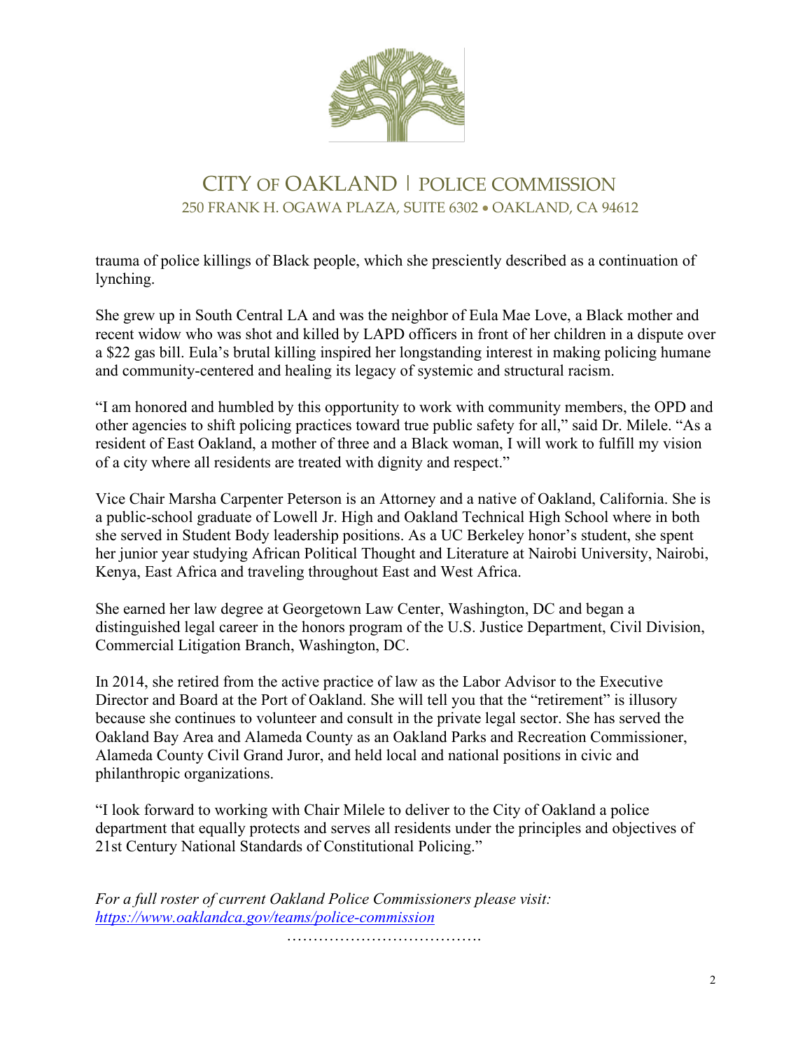trauma of police killings of Black people, which she presciently described as a continuation of lynching.

She grew up in South Central LA and was the neighbor of Eula Mae Love, a Black mother and recent widow who was shot and killed by LAPD officers in front of her children in a dispute over a $22 gas bill. Eula's brutal killing inspired her longstanding interest in making policing humane and community-centered and healing its legacy of systemic and structural racism.

"I am honored and humbled by this opportunity to work with community members, the OPD and other agencies to shift policing practices toward true public safety for all," said Dr. Milele. "As a resident of East Oakland, a mother of three and a Black woman, I will work to fulfill my vision of a city where all residents are treated with dignity and respect."

Vice Chair Marsha Carpenter Peterson is an Attorney and a native of Oakland, California. She is a public-school graduate of Lowell Jr. High and Oakland Technical High School where in both she served in Student Body leadership positions. As a UC Berkeley honor's student, she spent her junior year studying African Political Thought and Literature at Nairobi University, Nairobi, Kenya, East Africa and traveling throughout East and West Africa.

She earned her law degree at Georgetown Law Center, Washington, DC and began a distinguished legal career in the honors program of the U.S. Justice Department, Civil Division, Commercial Litigation Branch, Washington, DC.

In 2014, she retired from the active practice of law as the Labor Advisor to the Executive Director and Board at the Port of Oakland. She will tell you that the "retirement" is illusory because she continues to volunteer and consult in the private legal sector. She has served the Oakland Bay Area and Alameda County as an Oakland Parks and Recreation Commissioner, Alameda County Civil Grand Juror, and held local and national positions in civic and philanthropic organizations.

"I look forward to working with Chair Milele to deliver to the City of Oakland a police department that equally protects and serves all residents under the principles and objectives of 21st Century National Standards of Constitutional Policing."

*For a full roster of current Oakland Police Commissioners please visit:* [https://www.oaklandca.gov/teams/police-commission](https://www.oaklandca.gov/teams/police-commission)

…………………………………